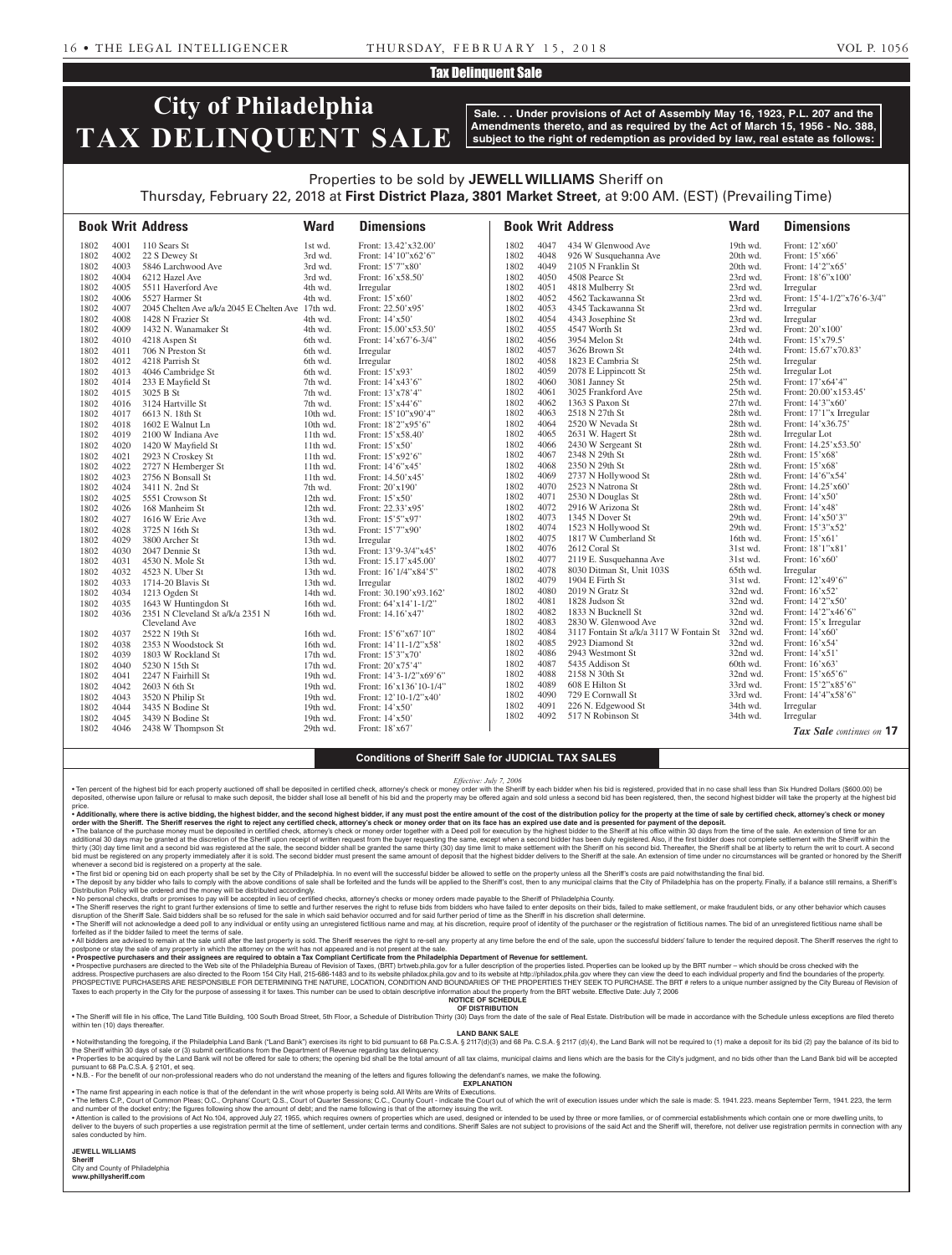## Tax Delinquent Sale

# City of Philadelphia TAX DELINQUENT SALE

**Sale. . . Under provisions of Act of Assembly May 16, 1923, P.L. 207 and the Amendments thereto, and as required by the Act of March 15, 1956 - No. 388, subject to the right of redemption as provided by law, real estate as follows:**

Properties to be sold by **JEWELL WILLIAMS** Sheriff on Thursday, February 22, 2018 at **First District Plaza, 3801 Market Street**, at 9:00 AM. (EST) (Prevailing Time)

| Book | Writ | Address | Ward | Dimensions |
|---|---|---|---|---|
| 1802 | 4001 | 110 Sears St | 1st wd. | Front: 13.42'x32.00' |
| 1802 | 4002 | 22 S Dewey St | 3rd wd. | Front: 14'10"x62'6" |
| 1802 | 4003 | 5846 Larchwood Ave | 3rd wd. | Front: 15'7"x80' |
| 1802 | 4004 | 6212 Hazel Ave | 3rd wd. | Front: 16'x58.50' |
| 1802 | 4005 | 5511 Haverford Ave | 4th wd. | Irregular |
| 1802 | 4006 | 5527 Harmer St | 4th wd. | Front: 15'x60' |
| 1802 | 4007 | 2045 Chelten Ave a/k/a 2045 E Chelten Ave | 17th wd. | Front: 22.50'x95' |
| 1802 | 4008 | 1428 N Frazier St | 4th wd. | Front: 14'x50' |
| 1802 | 4009 | 1432 N. Wanamaker St | 4th wd. | Front: 15.00'x53.50' |
| 1802 | 4010 | 4218 Aspen St | 6th wd. | Front: 14'x67'6-3/4" |
| 1802 | 4011 | 706 N Preston St | 6th wd. | Irregular |
| 1802 | 4012 | 4218 Parrish St | 6th wd. | Irregular |
| 1802 | 4013 | 4046 Cambridge St | 6th wd. | Front: 15'x93' |
| 1802 | 4014 | 233 E Mayfield St | 7th wd. | Front: 14'x43'6" |
| 1802 | 4015 | 3025 B St | 7th wd. | Front: 13'x78'4" |
| 1802 | 4016 | 3124 Hartville St | 7th wd. | Front: 15'x44'6" |
| 1802 | 4017 | 6613 N. 18th St | 10th wd. | Front: 15'10"x90'4" |
| 1802 | 4018 | 1602 E Walnut Ln | 10th wd. | Front: 18'2"x95'6" |
| 1802 | 4019 | 2100 W Indiana Ave | 11th wd. | Front: 15'x58.40' |
| 1802 | 4020 | 1420 W Mayfield St | 11th wd. | Front: 15'x50' |
| 1802 | 4021 | 2923 N Croskey St | 11th wd. | Front: 15'x92'6" |
| 1802 | 4022 | 2727 N Hemberger St | 11th wd. | Front: 14'6"x45' |
| 1802 | 4023 | 2756 N Bonsall St | 11th wd. | Front: 14.50'x45' |
| 1802 | 4024 | 3411 N. 2nd St | 7th wd. | Front: 20'x190' |
| 1802 | 4025 | 5551 Crowson St | 12th wd. | Front: 15'x50' |
| 1802 | 4026 | 168 Manheim St | 12th wd. | Front: 22.33'x95' |
| 1802 | 4027 | 1616 W Erie Ave | 13th wd. | Front: 15'5"x97' |
| 1802 | 4028 | 3725 N 16th St | 13th wd. | Front: 15'7"x90' |
| 1802 | 4029 | 3800 Archer St | 13th wd. | Irregular |
| 1802 | 4030 | 2047 Dennie St | 13th wd. | Front: 13'9-3/4"x45' |
| 1802 | 4031 | 4530 N. Mole St | 13th wd. | Front: 15.17'x45.00' |
| 1802 | 4032 | 4523 N. Uber St | 13th wd. | Front: 16'1/4"x84'5" |
| 1802 | 4033 | 1714-20 Blavis St | 13th wd. | Irregular |
| 1802 | 4034 | 1213 Ogden St | 14th wd. | Front: 30.190'x93.162' |
| 1802 | 4035 | 1643 W Huntingdon St | 16th wd. | Front: 64'x14'1-1/2" |
| 1802 | 4036 | 2351 N Cleveland St a/k/a 2351 N Cleveland Ave | 16th wd. | Front: 14.16'x47' |
| 1802 | 4037 | 2522 N 19th St | 16th wd. | Front: 15'6"x67'10" |
| 1802 | 4038 | 2353 N Woodstock St | 16th wd. | Front: 14'11-1/2"x58' |
| 1802 | 4039 | 1803 W Rockland St | 17th wd. | Front: 15'3"x70' |
| 1802 | 4040 | 5230 N 15th St | 17th wd. | Front: 20'x75'4" |
| 1802 | 4041 | 2247 N Fairhill St | 19th wd. | Front: 14'3-1/2"x69'6" |
| 1802 | 4042 | 2603 N 6th St | 19th wd. | Front: 16'x136'10-1/4" |
| 1802 | 4043 | 3520 N Philip St | 19th wd. | Front: 12'10-1/2"x40' |
| 1802 | 4044 | 3435 N Bodine St | 19th wd. | Front: 14'x50' |
| 1802 | 4045 | 3439 N Bodine St | 19th wd. | Front: 14'x50' |
| 1802 | 4046 | 2438 W Thompson St | 29th wd. | Front: 18'x67' |
| 1802 | 4047 | 434 W Glenwood Ave | 19th wd. | Front: 12'x60' |
| 1802 | 4048 | 926 W Susquehanna Ave | 20th wd. | Front: 15'x66' |
| 1802 | 4049 | 2105 N Franklin St | 20th wd. | Front: 14'2"x65' |
| 1802 | 4050 | 4508 Pearce St | 23rd wd. | Front: 18'6"x100' |
| 1802 | 4051 | 4818 Mulberry St | 23rd wd. | Irregular |
| 1802 | 4052 | 4562 Tackawanna St | 23rd wd. | Front: 15'4-1/2"x76'6-3/4" |
| 1802 | 4053 | 4345 Tackawanna St | 23rd wd. | Irregular |
| 1802 | 4054 | 4343 Josephine St | 23rd wd. | Irregular |
| 1802 | 4055 | 4547 Worth St | 23rd wd. | Front: 20'x100' |
| 1802 | 4056 | 3954 Melon St | 24th wd. | Front: 15'x79.5' |
| 1802 | 4057 | 3626 Brown St | 24th wd. | Front: 15.67'x70.83' |
| 1802 | 4058 | 1823 E Cambria St | 25th wd. | Irregular |
| 1802 | 4059 | 2078 E Lippincott St | 25th wd. | Irregular Lot |
| 1802 | 4060 | 3081 Janney St | 25th wd. | Front: 17'x64'4" |
| 1802 | 4061 | 3025 Frankford Ave | 25th wd. | Front: 20.00'x153.45' |
| 1802 | 4062 | 1363 S Paxon St | 27th wd. | Front: 14'3"x60' |
| 1802 | 4063 | 2518 N 27th St | 28th wd. | Front: 17'1"x Irregular |
| 1802 | 4064 | 2520 W Nevada St | 28th wd. | Front: 14'x36.75' |
| 1802 | 4065 | 2631 W. Hagert St | 28th wd. | Irregular Lot |
| 1802 | 4066 | 2430 W Sergeant St | 28th wd. | Front: 14.25'x53.50' |
| 1802 | 4067 | 2348 N 29th St | 28th wd. | Front: 15'x68' |
| 1802 | 4068 | 2350 N 29th St | 28th wd. | Front: 15'x68' |
| 1802 | 4069 | 2737 N Hollywood St | 28th wd. | Front: 14'6"x54' |
| 1802 | 4070 | 2523 N Natrona St | 28th wd. | Front: 14.25'x60' |
| 1802 | 4071 | 2530 N Douglas St | 28th wd. | Front: 14'x50' |
| 1802 | 4072 | 2916 W Arizona St | 28th wd. | Front: 14'x48' |
| 1802 | 4073 | 1345 N Dover St | 29th wd. | Front: 14'x50'3" |
| 1802 | 4074 | 1523 N Hollywood St | 29th wd. | Front: 15'3"x52' |
| 1802 | 4075 | 1817 W Cumberland St | 16th wd. | Front: 15'x61' |
| 1802 | 4076 | 2612 Coral St | 31st wd. | Front: 18'1"x81' |
| 1802 | 4077 | 2119 E. Susquehanna Ave | 31st wd. | Front: 16'x60' |
| 1802 | 4078 | 8030 Ditman St, Unit 103S | 65th wd. | Irregular |
| 1802 | 4079 | 1904 E Firth St | 31st wd. | Front: 12'x49'6" |
| 1802 | 4080 | 2019 N Gratz St | 32nd wd. | Front: 16'x52' |
| 1802 | 4081 | 1828 Judson St | 32nd wd. | Front: 14'2"x50' |
| 1802 | 4082 | 1833 N Bucknell St | 32nd wd. | Front: 14'2"x46'6" |
| 1802 | 4083 | 2830 W. Glenwood Ave | 32nd wd. | Front: 15'x Irregular |
| 1802 | 4084 | 3117 Fontain St a/k/a 3117 W Fontain St | 32nd wd. | Front: 14'x60' |
| 1802 | 4085 | 2923 Diamond St | 32nd wd. | Front: 16'x54' |
| 1802 | 4086 | 2943 Westmont St | 32nd wd. | Front: 14'x51' |
| 1802 | 4087 | 5435 Addison St | 60th wd. | Front: 16'x63' |
| 1802 | 4088 | 2158 N 30th St | 32nd wd. | Front: 15'x65'6" |
| 1802 | 4089 | 608 E Hilton St | 33rd wd. | Front: 15'2"x85'6" |
| 1802 | 4090 | 729 E Cornwall St | 33rd wd. | Front: 14'4"x58'6" |
| 1802 | 4091 | 226 N. Edgewood St | 34th wd. | Irregular |
| 1802 | 4092 | 517 N Robinson St | 34th wd. | Irregular |

***Tax Sale** continues on* **17**

### Conditions of Sheriff Sale for JUDICIAL TAX SALES

*Effective: July 7, 2006*

• Ten percent of the highest bid for each property auctioned off shall be deposited in certified check, attorney's check or money order with the Sheriff by each bidder when his bid is registered, provided that in no case shall less than Six Hundred Dollars ($600.00) be deposited, otherwise upon failure or refusal to make such deposit, the bidder shall lose all benefit of his bid and the property may be offered again and sold unless a second bid has been registered, then, the second highest bidder will take the property at the highest bid price.

• **Additionally, where there is active bidding, the highest bidder, and the second highest bidder, if any must post the entire amount of the cost of the distribution policy for the property at the time of sale by certified check, attorney's check or money order with the Sheriff. The Sheriff reserves the right to reject any certified check, attorney's check or money order that on its face has an expired use date and is presented for payment of the deposit.**

• The balance of the purchase money must be deposited in certified check, attorney's check or money order together with a Deed poll for execution by the highest bidder to the Sheriff at his office within 30 days from the time of the sale. An extension of time for an additional 30 days may be granted at the discretion of the Sheriff upon receipt of written request from the buyer requesting the same, except when a second bidder has been duly registered. Also, if the first bidder does not complete settlement with the Sheriff within the thirty (30) day time limit and a second bid was registered at the sale, the second bidder shall be granted the same thirty (30) day time limit to make settlement with the Sheriff on his second bid. Thereafter, the Sheriff shall be at liberty to return the writ to court. A second bid must be registered on any property immediately after it is sold. The second bidder must present the same amount of deposit that the highest bidder delivers to the Sheriff at the sale. An extension of time under no circumstances will be granted or honored by the Sheriff whenever a second bid is registered on a property at the sale.

• The first bid or opening bid on each property shall be set by the City of Philadelphia. In no event will the successful bidder be allowed to settle on the property unless all the Sheriff's costs are paid notwithstanding the final bid.

• The deposit by any bidder who fails to comply with the above conditions of sale shall be forfeited and the funds will be applied to the Sheriff's cost, then to any municipal claims that the City of Philadelphia has on the property. Finally, if a balance still remains, a Sheriff's Distribution Policy will be ordered and the money will be distributed accordingly.

• No personal checks, drafts or promises to pay will be accepted in lieu of certified checks, attorney's checks or money orders made payable to the Sheriff of Philadelphia County.

• The Sheriff reserves the right to grant further extensions of time to settle and further reserves the right to refuse bids from bidders who have failed to enter deposits on their bids, failed to make settlement, or make fraudulent bids, or any other behavior which causes disruption of the Sheriff Sale. Said bidders shall be so refused for the sale in which said behavior occurred and for said further period of time as the Sheriff in his discretion shall determine.

• The Sheriff will not acknowledge a deed poll to any individual or entity using an unregistered fictitious name and may, at his discretion, require proof of identity of the purchaser or the registration of fictitious names. The bid of an unregistered fictitious name shall be forfeited as if the bidder failed to meet the terms of sale.

• All bidders are advised to remain at the sale until after the last property is sold. The Sheriff reserves the right to re-sell any property at any time before the end of the sale, upon the successful bidders' failure to tender the required deposit. The Sheriff reserves the right to postpone or stay the sale of any property in which the attorney on the writ has not appeared and is not present at the sale.

• **Prospective purchasers and their assignees are required to obtain a Tax Compliant Certificate from the Philadelphia Department of Revenue for settlement.**

• Prospective purchasers are directed to the Web site of the Philadelphia Bureau of Revision of Taxes, (BRT) brtweb.phila.gov for a fuller description of the properties listed. Properties can be looked up by the BRT number – which should be cross checked with the address. Prospective purchasers are also directed to the Room 154 City Hall, 215-686-1483 and to its website philadox.phila.gov and to its website at http://philadox.phila.gov where they can view the deed to each individual property and find the boundaries of the property. PROSPECTIVE PURCHASERS ARE RESPONSIBLE FOR DETERMINING THE NATURE, LOCATION, CONDITION AND BOUNDARIES OF THE PROPERTIES THEY SEEK TO PURCHASE. The BRT # refers to a unique number assigned by the City Bureau of Revision of Taxes to each property in the City for the purpose of assessing it for taxes. This number can be used to obtain descriptive information about the property from the BRT website. Effective Date: July 7, 2006

**NOTICE OF SCHEDULE OF DISTRIBUTION**

• The Sheriff will file in his office, The Land Title Building, 100 South Broad Street, 5th Floor, a Schedule of Distribution Thirty (30) Days from the date of the sale of Real Estate. Distribution will be made in accordance with the Schedule unless exceptions are filed thereto within ten (10) days thereafter.

**LAND BANK SALE**

• Notwithstanding the foregoing, if the Philadelphia Land Bank ("Land Bank") exercises its right to bid pursuant to 68 Pa.C.S.A. § 2117(d)(3) and 68 Pa. C.S.A. § 2117 (d)(4), the Land Bank will not be required to (1) make a deposit for its bid (2) pay the balance of its bid to the Sheriff within 30 days of sale or (3) submit certifications from the Department of Revenue regarding tax delinquency.

• Properties to be acquired by the Land Bank will not be offered for sale to others; the opening bid shall be the total amount of all tax claims, municipal claims and liens which are the basis for the City's judgment, and no bids other than the Land Bank bid will be accepted pursuant to 68 Pa.C.S.A. § 2101, et seq.

• N.B. - For the benefit of our non-professional readers who do not understand the meaning of the letters and figures following the defendant's names, we make the following.

**EXPLANATION**

• The name first appearing in each notice is that of the defendant in the writ whose property is being sold. All Writs are Writs of Executions.

• The letters C.P., Court of Common Pleas; O.C., Orphans' Court; Q.S., Court of Quarter Sessions; C.C., County Court - indicate the Court out of which the writ of execution issues under which the sale is made: S. 1941. 223. means September Term, 1941. 223, the term and number of the docket entry; the figures following show the amount of debt; and the name following is that of the attorney issuing the writ.

• Attention is called to the provisions of Act No.104, approved July 27, 1955, which requires owners of properties which are used, designed or intended to be used by three or more families, or of commercial establishments which contain one or more dwelling units, to deliver to the buyers of such properties a use registration permit at the time of settlement, under certain terms and conditions. Sheriff Sales are not subject to provisions of the said Act and the Sheriff will, therefore, not deliver use registration permits in connection with any sales conducted by him.

**JEWELL WILLIAMS**
**Sheriff**
City and County of Philadelphia
**www.phillysheriff.com**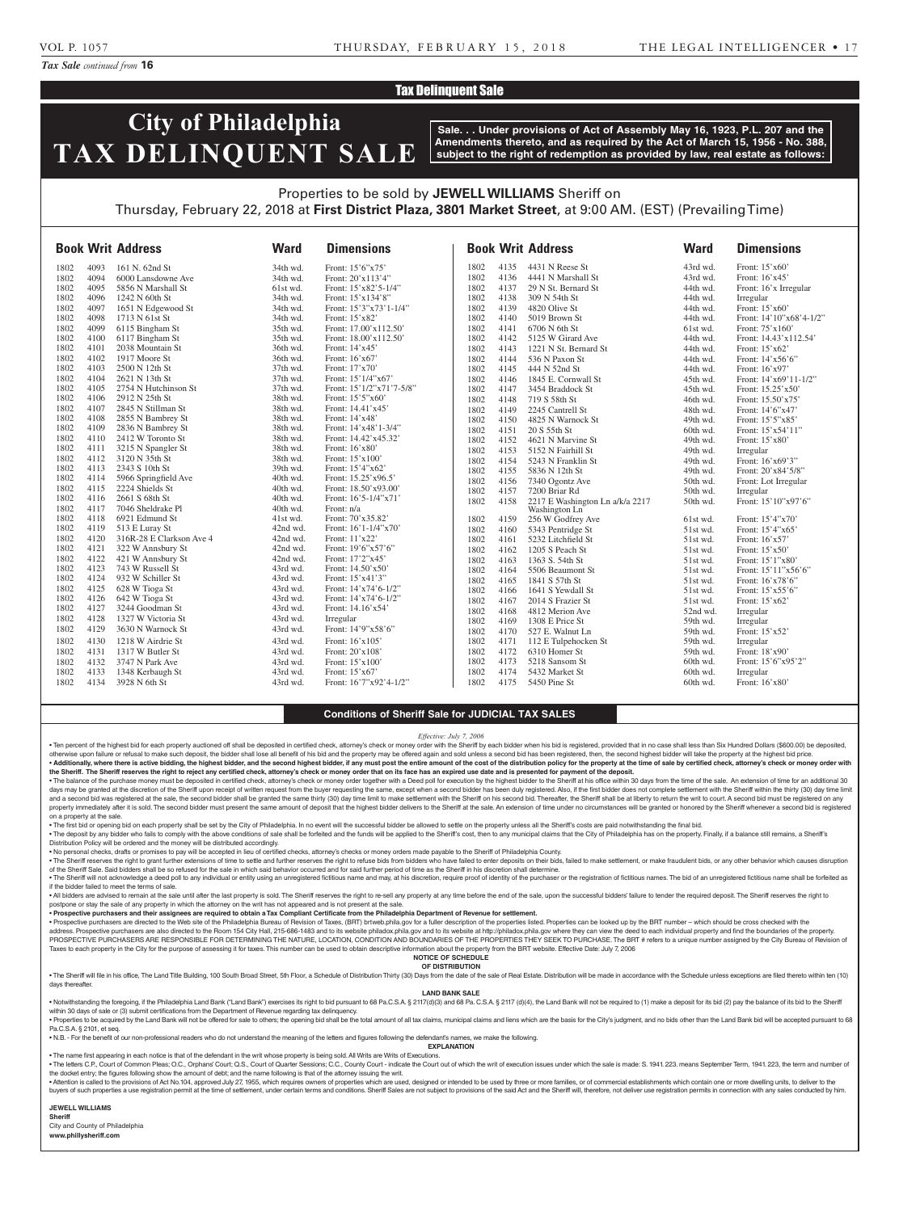*Tax Sale continued from* **16**

Tax Delinquent Sale

# City of Philadelphia TAX DELINQUENT SALE

**Sale. . . Under provisions of Act of Assembly May 16, 1923, P.L. 207 and the Amendments thereto, and as required by the Act of March 15, 1956 - No. 388, subject to the right of redemption as provided by law, real estate as follows:**

Properties to be sold by **JEWELL WILLIAMS** Sheriff on Thursday, February 22, 2018 at **First District Plaza, 3801 Market Street**, at 9:00 AM. (EST) (Prevailing Time)

| Book | Writ | Address | Ward | Dimensions |
|---|---|---|---|---|
| 1802 | 4093 | 161 N. 62nd St | 34th wd. | Front: 15'6"x75' |
| 1802 | 4094 | 6000 Lansdowne Ave | 34th wd. | Front: 20'x113'4" |
| 1802 | 4095 | 5856 N Marshall St | 61st wd. | Front: 15'x82'5-1/4" |
| 1802 | 4096 | 1242 N 60th St | 34th wd. | Front: 15'x134'8" |
| 1802 | 4097 | 1651 N Edgewood St | 34th wd. | Front: 15'3"x73'1-1/4" |
| 1802 | 4098 | 1713 N 61st St | 34th wd. | Front: 15'x82' |
| 1802 | 4099 | 6115 Bingham St | 35th wd. | Front: 17.00'x112.50' |
| 1802 | 4100 | 6117 Bingham St | 35th wd. | Front: 18.00'x112.50' |
| 1802 | 4101 | 2038 Mountain St | 36th wd. | Front: 14'x45' |
| 1802 | 4102 | 1917 Moore St | 36th wd. | Front: 16'x67' |
| 1802 | 4103 | 2500 N 12th St | 37th wd. | Front: 17'x70' |
| 1802 | 4104 | 2621 N 13th St | 37th wd. | Front: 15'1/4"x67' |
| 1802 | 4105 | 2754 N Hutchinson St | 37th wd. | Front: 15'1/2"x71'7-5/8" |
| 1802 | 4106 | 2912 N 25th St | 38th wd. | Front: 15'5"x60' |
| 1802 | 4107 | 2845 N Stillman St | 38th wd. | Front: 14.41'x45' |
| 1802 | 4108 | 2855 N Bambrey St | 38th wd. | Front: 14'x48' |
| 1802 | 4109 | 2836 N Bambrey St | 38th wd. | Front: 14'x48'1-3/4" |
| 1802 | 4110 | 2412 W Toronto St | 38th wd. | Front: 14.42'x45.32' |
| 1802 | 4111 | 3215 N Spangler St | 38th wd. | Front: 16'x80' |
| 1802 | 4112 | 3120 N 35th St | 38th wd. | Front: 15'x100' |
| 1802 | 4113 | 2343 S 10th St | 39th wd. | Front: 15'4"x62' |
| 1802 | 4114 | 5966 Springfield Ave | 40th wd. | Front: 15.25'x96.5' |
| 1802 | 4115 | 2224 Shields St | 40th wd. | Front: 18.50'x93.00' |
| 1802 | 4116 | 2661 S 68th St | 40th wd. | Front: 16'5-1/4"x71' |
| 1802 | 4117 | 7046 Sheldrake Pl | 40th wd. | Front: n/a |
| 1802 | 4118 | 6921 Edmund St | 41st wd. | Front: 70'x35.82' |
| 1802 | 4119 | 513 E Luray St | 42nd wd. | Front: 16'1-1/4"x70' |
| 1802 | 4120 | 316R-28 E Clarkson Ave 4 | 42nd wd. | Front: 11'x22' |
| 1802 | 4121 | 322 W Annsbury St | 42nd wd. | Front: 19'6"x57'6" |
| 1802 | 4122 | 421 W Annsbury St | 42nd wd. | Front: 17'2"x45' |
| 1802 | 4123 | 743 W Russell St | 43rd wd. | Front: 14.50'x50' |
| 1802 | 4124 | 932 W Schiller St | 43rd wd. | Front: 15'x41'3" |
| 1802 | 4125 | 628 W Tioga St | 43rd wd. | Front: 14'x74'6-1/2" |
| 1802 | 4126 | 642 W Tioga St | 43rd wd. | Front: 14'x74'6-1/2" |
| 1802 | 4127 | 3244 Goodman St | 43rd wd. | Front: 14.16'x54' |
| 1802 | 4128 | 1327 W Victoria St | 43rd wd. | Irregular |
| 1802 | 4129 | 3630 N Warnock St | 43rd wd. | Front: 14'9"x58'6" |
| 1802 | 4130 | 1218 W Airdrie St | 43rd wd. | Front: 16'x105' |
| 1802 | 4131 | 1317 W Butler St | 43rd wd. | Front: 20'x108' |
| 1802 | 4132 | 3747 N Park Ave | 43rd wd. | Front: 15'x100' |
| 1802 | 4133 | 1348 Kerbaugh St | 43rd wd. | Front: 15'x67' |
| 1802 | 4134 | 3928 N 6th St | 43rd wd. | Front: 16'7"x92'4-1/2" |
| 1802 | 4135 | 4431 N Reese St | 43rd wd. | Front: 15'x60' |
| 1802 | 4136 | 4441 N Marshall St | 43rd wd. | Front: 16'x45' |
| 1802 | 4137 | 29 N St. Bernard St | 44th wd. | Front: 16'x Irregular |
| 1802 | 4138 | 309 N 54th St | 44th wd. | Irregular |
| 1802 | 4139 | 4820 Olive St | 44th wd. | Front: 15'x60' |
| 1802 | 4140 | 5019 Brown St | 44th wd. | Front: 14'10"x68'4-1/2" |
| 1802 | 4141 | 6706 N 6th St | 61st wd. | Front: 75'x160' |
| 1802 | 4142 | 5125 W Girard Ave | 44th wd. | Front: 14.43'x112.54' |
| 1802 | 4143 | 1221 N St. Bernard St | 44th wd. | Front: 15'x62' |
| 1802 | 4144 | 536 N Paxon St | 44th wd. | Front: 14'x56'6" |
| 1802 | 4145 | 444 N 52nd St | 44th wd. | Front: 16'x97' |
| 1802 | 4146 | 1845 E. Cornwall St | 45th wd. | Front: 14'x69'11-1/2" |
| 1802 | 4147 | 3454 Braddock St | 45th wd. | Front: 15.25'x50' |
| 1802 | 4148 | 719 S 58th St | 46th wd. | Front: 15.50'x75' |
| 1802 | 4149 | 2245 Cantrell St | 48th wd. | Front: 14'6"x47' |
| 1802 | 4150 | 4825 N Warnock St | 49th wd. | Front: 15'5"x85' |
| 1802 | 4151 | 20 S 55th St | 60th wd. | Front: 15'x54'11" |
| 1802 | 4152 | 4621 N Marvine St | 49th wd. | Front: 15'x80' |
| 1802 | 4153 | 5152 N Fairhill St | 49th wd. | Irregular |
| 1802 | 4154 | 5243 N Franklin St | 49th wd. | Front: 16'x69'3" |
| 1802 | 4155 | 5836 N 12th St | 49th wd. | Front: 20'x84'5/8" |
| 1802 | 4156 | 7340 Ogontz Ave | 50th wd. | Front: Lot Irregular |
| 1802 | 4157 | 7200 Briar Rd | 50th wd. | Irregular |
| 1802 | 4158 | 2217 E Washington Ln a/k/a 2217 Washington Ln | 50th wd. | Front: 15'10"x97'6" |
| 1802 | 4159 | 256 W Godfrey Ave | 61st wd. | Front: 15'4"x70' |
| 1802 | 4160 | 5343 Pentridge St | 51st wd. | Front: 15'4"x65' |
| 1802 | 4161 | 5232 Litchfield St | 51st wd. | Front: 16'x57' |
| 1802 | 4162 | 1205 S Peach St | 51st wd. | Front: 15'x50' |
| 1802 | 4163 | 1363 S. 54th St | 51st wd. | Front: 15'1"x80' |
| 1802 | 4164 | 5506 Beaumont St | 51st wd. | Front: 15'11"x56'6" |
| 1802 | 4165 | 1841 S 57th St | 51st wd. | Front: 16'x78'6" |
| 1802 | 4166 | 1641 S Yewdall St | 51st wd. | Front: 15'x55'6" |
| 1802 | 4167 | 2014 S Frazier St | 51st wd. | Front: 15'x62' |
| 1802 | 4168 | 4812 Merion Ave | 52nd wd. | Irregular |
| 1802 | 4169 | 1308 E Price St | 59th wd. | Irregular |
| 1802 | 4170 | 527 E. Walnut Ln | 59th wd. | Front: 15'x52' |
| 1802 | 4171 | 112 E Tulpehocken St | 59th wd. | Irregular |
| 1802 | 4172 | 6310 Homer St | 59th wd. | Front: 18'x90' |
| 1802 | 4173 | 5218 Sansom St | 60th wd. | Front: 15'6"x95'2" |
| 1802 | 4174 | 5432 Market St | 60th wd. | Irregular |
| 1802 | 4175 | 5450 Pine St | 60th wd. | Front: 16'x80' |

## Conditions of Sheriff Sale for JUDICIAL TAX SALES

*Effective: July 7, 2006*

• Ten percent of the highest bid for each property auctioned off shall be deposited in certified check, attorney's check or money order with the Sheriff by each bidder when his bid is registered, provided that in no case shall less than Six Hundred Dollars ($600.00) be deposited, otherwise upon failure or refusal to make such deposit, the bidder shall lose all benefit of his bid and the property may be offered again and sold unless a second bid has been registered, then, the second highest bidder will take the property at the highest bid price.

**• Additionally, where there is active bidding, the highest bidder, and the second highest bidder, if any must post the entire amount of the cost of the distribution policy for the property at the time of sale by certified check, attorney's check or money order with the Sheriff. The Sheriff reserves the right to reject any certified check, attorney's check or money order that on its face has an expired use date and is presented for payment of the deposit.**

• The balance of the purchase money must be deposited in certified check, attorney's check or money order together with a Deed poll for execution by the highest bidder to the Sheriff at his office within 30 days from the time of the sale. An extension of time for an additional 30 days may be granted at the discretion of the Sheriff upon receipt of written request from the buyer requesting the same, except when a second bidder has been duly registered. Also, if the first bidder does not complete settlement with the Sheriff within the thirty (30) day time limit and a second bid was registered at the sale, the second bidder shall be granted the same thirty (30) day time limit to make settlement with the Sheriff on his second bid. Thereafter, the Sheriff shall be at liberty to return the writ to court. A second bid must be registered on any property immediately after it is sold. The second bidder must present the same amount of deposit that the highest bidder delivers to the Sheriff at the sale. An extension of time under no circumstances will be granted or honored by the Sheriff whenever a second bid is registered on a property at the sale.

• The first bid or opening bid on each property shall be set by the City of Philadelphia. In no event will the successful bidder be allowed to settle on the property unless all the Sheriff's costs are paid notwithstanding the final bid.

• The deposit by any bidder who fails to comply with the above conditions of sale shall be forfeited and the funds will be applied to the Sheriff's cost, then to any municipal claims that the City of Philadelphia has on the property. Finally, if a balance still remains, a Sheriff's Distribution Policy will be ordered and the money will be distributed accordingly.

• No personal checks, drafts or promises to pay will be accepted in lieu of certified checks, attorney's checks or money orders made payable to the Sheriff of Philadelphia County.

• The Sheriff reserves the right to grant further extensions of time to settle and further reserves the right to refuse bids from bidders who have failed to enter deposits on their bids, failed to make settlement, or make fraudulent bids, or any other behavior which causes disruption of the Sheriff Sale. Said bidders shall be so refused for the sale in which said behavior occurred and for said further period of time as the Sheriff in his discretion shall determine.

• The Sheriff will not acknowledge a deed poll to any individual or entity using an unregistered fictitious name and may, at his discretion, require proof of identity of the purchaser or the registration of fictitious names. The bid of an unregistered fictitious name shall be forfeited as if the bidder failed to meet the terms of sale.

• All bidders are advised to remain at the sale until after the last property is sold. The Sheriff reserves the right to re-sell any property at any time before the end of the sale, upon the successful bidders' failure to tender the required deposit. The Sheriff reserves the right to postpone or stay the sale of any property in which the attorney on the writ has not appeared and is not present at the sale.

**• Prospective purchasers and their assignees are required to obtain a Tax Compliant Certificate from the Philadelphia Department of Revenue for settlement.**

• Prospective purchasers are directed to the Web site of the Philadelphia Bureau of Revision of Taxes, (BRT) brtweb.phila.gov for a fuller description of the properties listed. Properties can be looked up by the BRT number – which should be cross checked with the address. Prospective purchasers are also directed to the Room 154 City Hall, 215-686-1483 and to its website philadox.phila.gov and to its website at http://philadox.phila.gov where they can view the deed to each individual property and find the boundaries of the property. PROSPECTIVE PURCHASERS ARE RESPONSIBLE FOR DETERMINING THE NATURE, LOCATION, CONDITION AND BOUNDARIES OF THE PROPERTIES THEY SEEK TO PURCHASE. The BRT # refers to a unique number assigned by the City Bureau of Revision of Taxes to each property in the City for the purpose of assessing it for taxes. This number can be used to obtain descriptive information about the property from the BRT website. Effective Date: July 7, 2006

**NOTICE OF SCHEDULE OF DISTRIBUTION**

• The Sheriff will file in his office, The Land Title Building, 100 South Broad Street, 5th Floor, a Schedule of Distribution Thirty (30) Days from the date of the sale of Real Estate. Distribution will be made in accordance with the Schedule unless exceptions are filed thereto within ten (10) days thereafter.

**LAND BANK SALE**

• Notwithstanding the foregoing, if the Philadelphia Land Bank ("Land Bank") exercises its right to bid pursuant to 68 Pa.C.S.A. § 2117(d)(3) and 68 Pa. C.S.A. § 2117 (d)(4), the Land Bank will not be required to (1) make a deposit for its bid (2) pay the balance of its bid to the Sheriff within 30 days of sale or (3) submit certifications from the Department of Revenue regarding tax delinquency.

• Properties to be acquired by the Land Bank will not be offered for sale to others; the opening bid shall be the total amount of all tax claims, municipal claims and liens which are the basis for the City's judgment, and no bids other than the Land Bank bid will be accepted pursuant to 68 Pa.C.S.A. § 2101, et seq.

• N.B. - For the benefit of our non-professional readers who do not understand the meaning of the letters and figures following the defendant's names, we make the following.

**EXPLANATION**

• The name first appearing in each notice is that of the defendant in the writ whose property is being sold. All Writs are Writs of Executions.

• The letters C.P., Court of Common Pleas; O.C., Orphans' Court; Q.S., Court of Quarter Sessions; C.C., County Court - indicate the Court out of which the writ of execution issues under which the sale is made: S. 1941. 223. means September Term, 1941. 223, the term and number of the docket entry; the figures following show the amount of debt; and the name following is that of the attorney issuing the writ.

• Attention is called to the provisions of Act No.104, approved July 27, 1955, which requires owners of properties which are used, designed or intended to be used by three or more families, or of commercial establishments which contain one or more dwelling units, to deliver to the buyers of such properties a use registration permit at the time of settlement, under certain terms and conditions. Sheriff Sales are not subject to provisions of the said Act and the Sheriff will, therefore, not deliver use registration permits in connection with any sales conducted by him.

**JEWELL WILLIAMS**
**Sheriff**
City and County of Philadelphia
**www.phillysheriff.com**